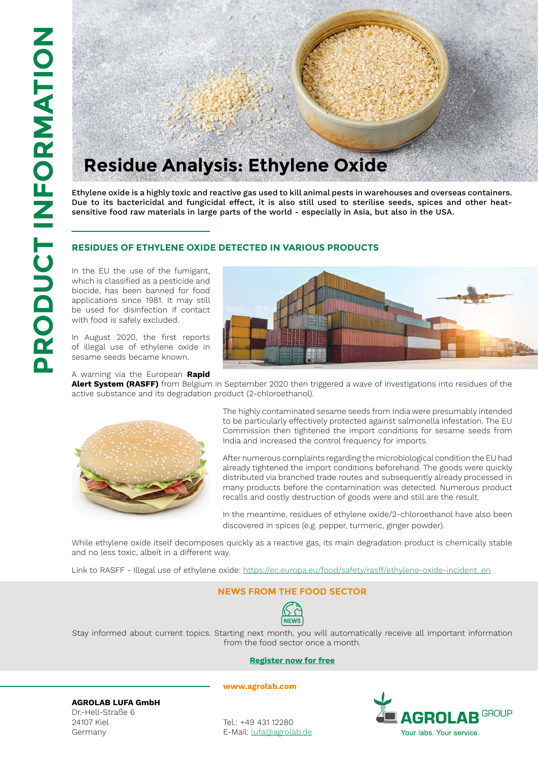PRODUCT INFORMATION

# Residue Analysis: Ethylene Oxide

**Ethylene oxide is a highly toxic and reactive gas used to kill animal pests in warehouses and overseas containers. Due to its bactericidal and fungicidal effect, it is also still used to sterilise seeds, spices and other heat-sensitive food raw materials in large parts of the world - especially in Asia, but also in the USA.**

## RESIDUES OF ETHYLENE OXIDE DETECTED IN VARIOUS PRODUCTS

In the EU the use of the fumigant, which is classified as a pesticide and biocide, has been banned for food applications since 1981. It may still be used for disinfection if contact with food is safely excluded.

In August 2020, the first reports of illegal use of ethylene oxide in sesame seeds became known.

A warning via the European **Rapid Alert System (RASFF)** from Belgium in September 2020 then triggered a wave of investigations into residues of the active substance and its degradation product (2-chloroethanol).

The highly contaminated sesame seeds from India were presumably intended to be particularly effectively protected against salmonella infestation. The EU Commission then tightened the import conditions for sesame seeds from India and increased the control frequency for imports.

After numerous complaints regarding the microbiological condition the EU had already tightened the import conditions beforehand. The goods were quickly distributed via branched trade routes and subsequently already processed in many products before the contamination was detected. Numerous product recalls and costly destruction of goods were and still are the result.

In the meantime, residues of ethylene oxide/2-chloroethanol have also been discovered in spices (e.g. pepper, turmeric, ginger powder).

While ethylene oxide itself decomposes quickly as a reactive gas, its main degradation product is chemically stable and no less toxic, albeit in a different way.

Link to RASFF - Illegal use of ethylene oxide: https://ec.europa.eu/food/safety/rasff/ethylene-oxide-incident_en

## NEWS FROM THE FOOD SECTOR

NEWS

Stay informed about current topics. Starting next month, you will automatically receive all important information from the food sector once a month.

**Register now for free**

**www.agrolab.com**

**AGROLAB LUFA GmbH**
Dr.-Hell-Straße 6
24107 Kiel
Germany

Tel.: +49 431 12280
E-Mail: lufa@agrolab.de

AGROLAB GROUP
Your labs. Your service.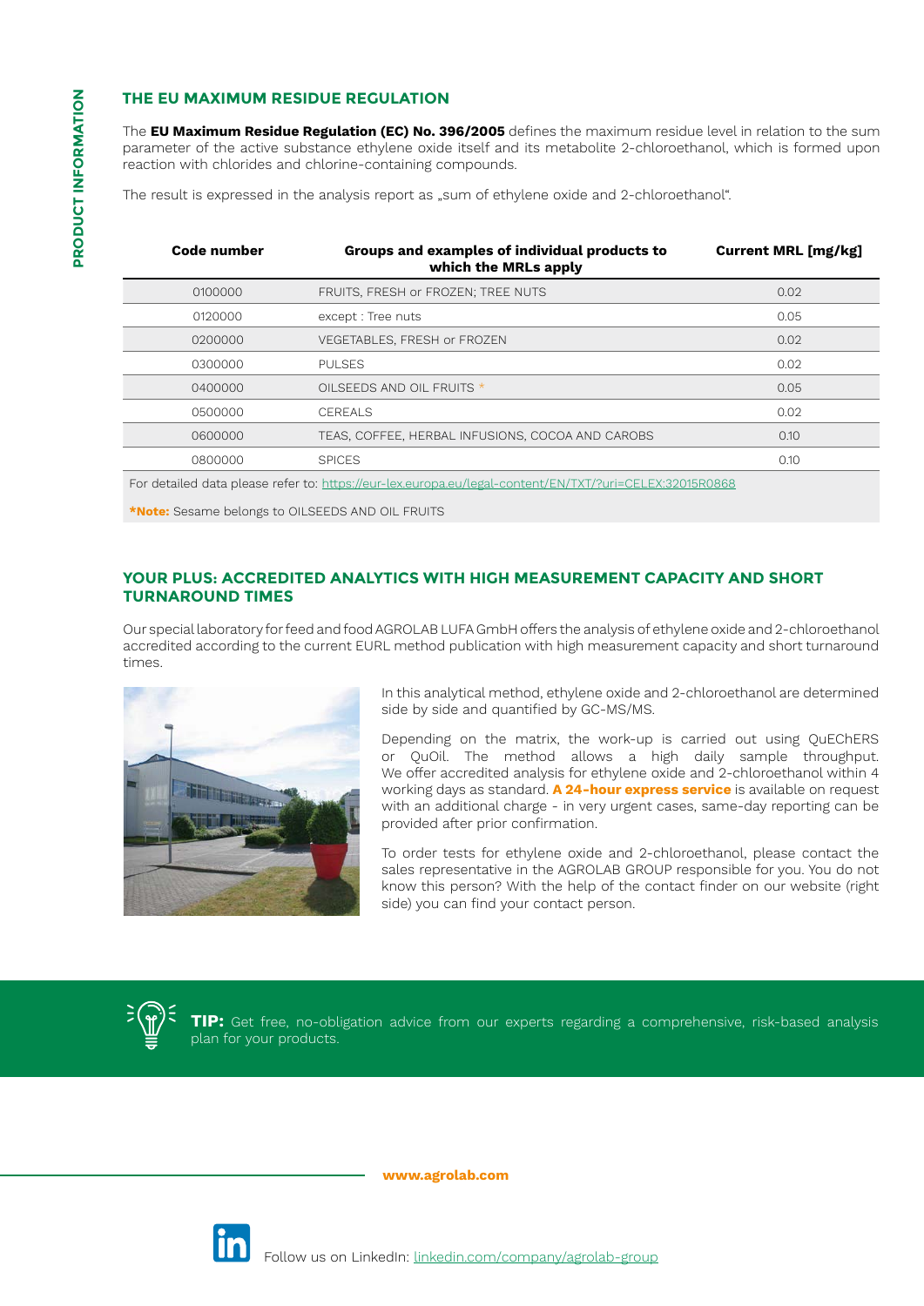## THE EU MAXIMUM RESIDUE REGULATION

The **EU Maximum Residue Regulation (EC) No. 396/2005** defines the maximum residue level in relation to the sum parameter of the active substance ethylene oxide itself and its metabolite 2-chloroethanol, which is formed upon reaction with chlorides and chlorine-containing compounds.

The result is expressed in the analysis report as „sum of ethylene oxide and 2-chloroethanol".

| Code number | Groups and examples of individual products to which the MRLs apply | Current MRL [mg/kg] |
|---|---|---|
| 0100000 | FRUITS, FRESH or FROZEN; TREE NUTS | 0.02 |
| 0120000 | except : Tree nuts | 0.05 |
| 0200000 | VEGETABLES, FRESH or FROZEN | 0.02 |
| 0300000 | PULSES | 0.02 |
| 0400000 | OILSEEDS AND OIL FRUITS * | 0.05 |
| 0500000 | CEREALS | 0.02 |
| 0600000 | TEAS, COFFEE, HERBAL INFUSIONS, COCOA AND CAROBS | 0.10 |
| 0800000 | SPICES | 0.10 |

For detailed data please refer to: https://eur-lex.europa.eu/legal-content/EN/TXT/?uri=CELEX:32015R0868

***Note:** Sesame belongs to OILSEEDS AND OIL FRUITS

## YOUR PLUS: ACCREDITED ANALYTICS WITH HIGH MEASUREMENT CAPACITY AND SHORT TURNAROUND TIMES

Our special laboratory for feed and food AGROLAB LUFA GmbH offers the analysis of ethylene oxide and 2-chloroethanol accredited according to the current EURL method publication with high measurement capacity and short turnaround times.

In this analytical method, ethylene oxide and 2-chloroethanol are determined side by side and quantified by GC-MS/MS.

Depending on the matrix, the work-up is carried out using QuEChERS or QuOil. The method allows a high daily sample throughput. We offer accredited analysis for ethylene oxide and 2-chloroethanol within 4 working days as standard. **A 24-hour express service** is available on request with an additional charge - in very urgent cases, same-day reporting can be provided after prior confirmation.

To order tests for ethylene oxide and 2-chloroethanol, please contact the sales representative in the AGROLAB GROUP responsible for you. You do not know this person? With the help of the contact finder on our website (right side) you can find your contact person.

**TIP:** Get free, no-obligation advice from our experts regarding a comprehensive, risk-based analysis plan for your products.

**www.agrolab.com**

Follow us on LinkedIn: linkedin.com/company/agrolab-group